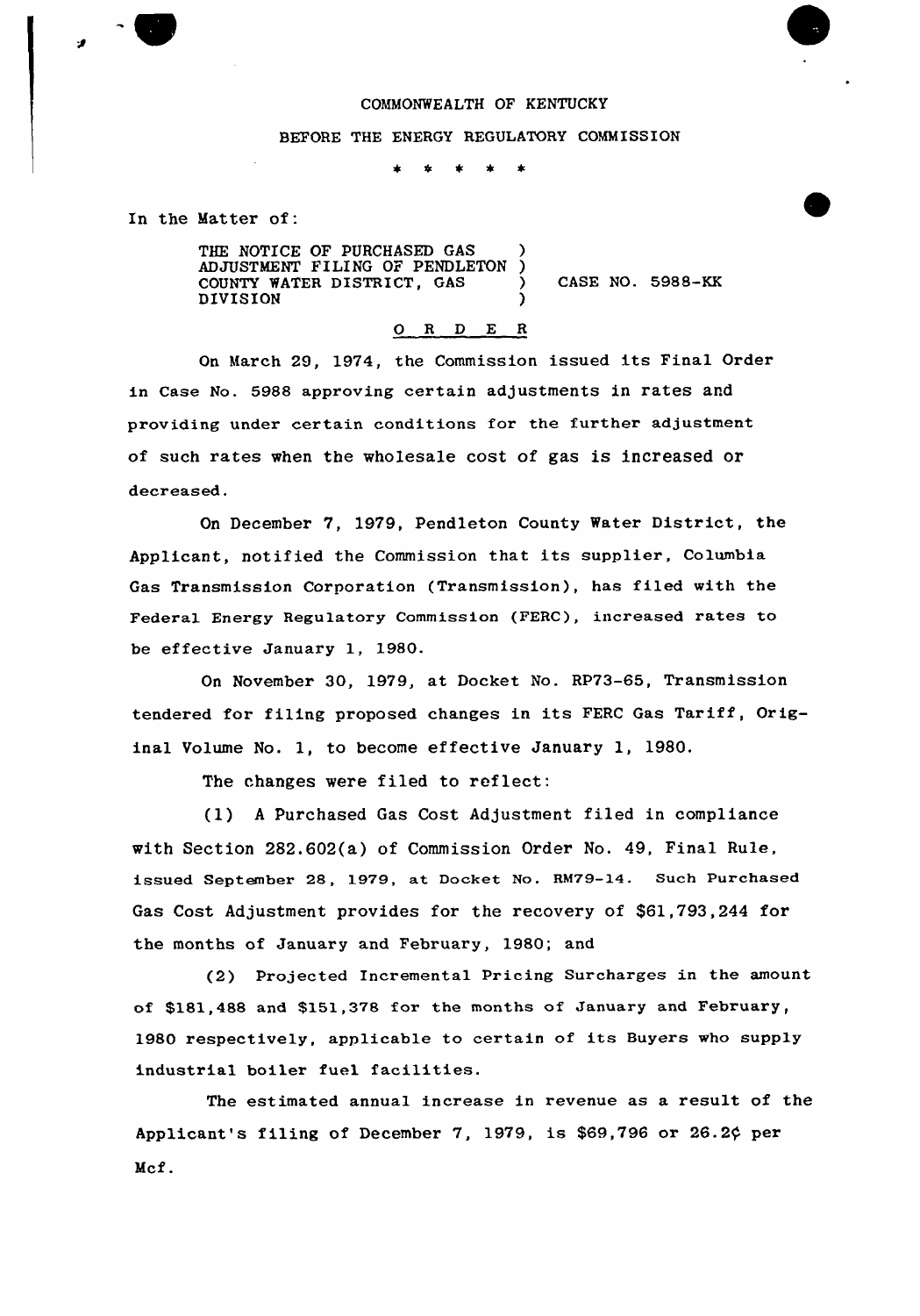COMMONWEALTH OF KENTUCKY

BEFORE THE ENERGY REGULATORY COMMISSION

\* \* \* \* \*

In the Matter of:

THE NOTICE OF PURCHASED GAS ADJUSTMENT FILING OF PENDLETON COUNTY WATER DISTRICT, GAS DIVISION ) CASE NO. 5988-KK

## O R D E R

On March 29, 1974, the Commission issued its Final Order in Case No. 5988 approving certain adjustments in rates and providing under certain conditions for the further adjustment of such rates when the wholesale cost of gas is increased or decreased.

On December 7, 1979, Pendleton County Water District, the Applicant, notified the Commission that its supplier, Columbia Gas Transmission Corporation (Transmission), has filed with the Federal Energy Regulatory Commission (FERC), increased rates to be effective January 1, 1980.

On November 30, 1979, at Docket No. RP73-65, Transmission tendered for filing proposed changes in its FERC Gas Tariff, Original Volume No. 1, to become effective January 1, 1980.

The changes were filed to reflect:

(1) A Purchased Gas Cost Adjustment filed in compliance with Section 282.602(a) of Commission Order No. 49, Final Rule, issued September 28, 1979, at Docket No. RM79-14. Such Purchased Gas Cost Adjustment provides for the recovery of $61,793,244 for the months of January and February, 1980; and

(2) Projected Incremental Pricing Surcharges in the amount of $181,488 and $151,378 for the months of January and February, 1980 respectively, applicable to certain of its Buyers who supply industrial boiler fuel facilities.

The estimated annual increase in revenue as a result of the Applicant's filing of December 7, 1979, is $69,796 or 26.2¢ per Mcf.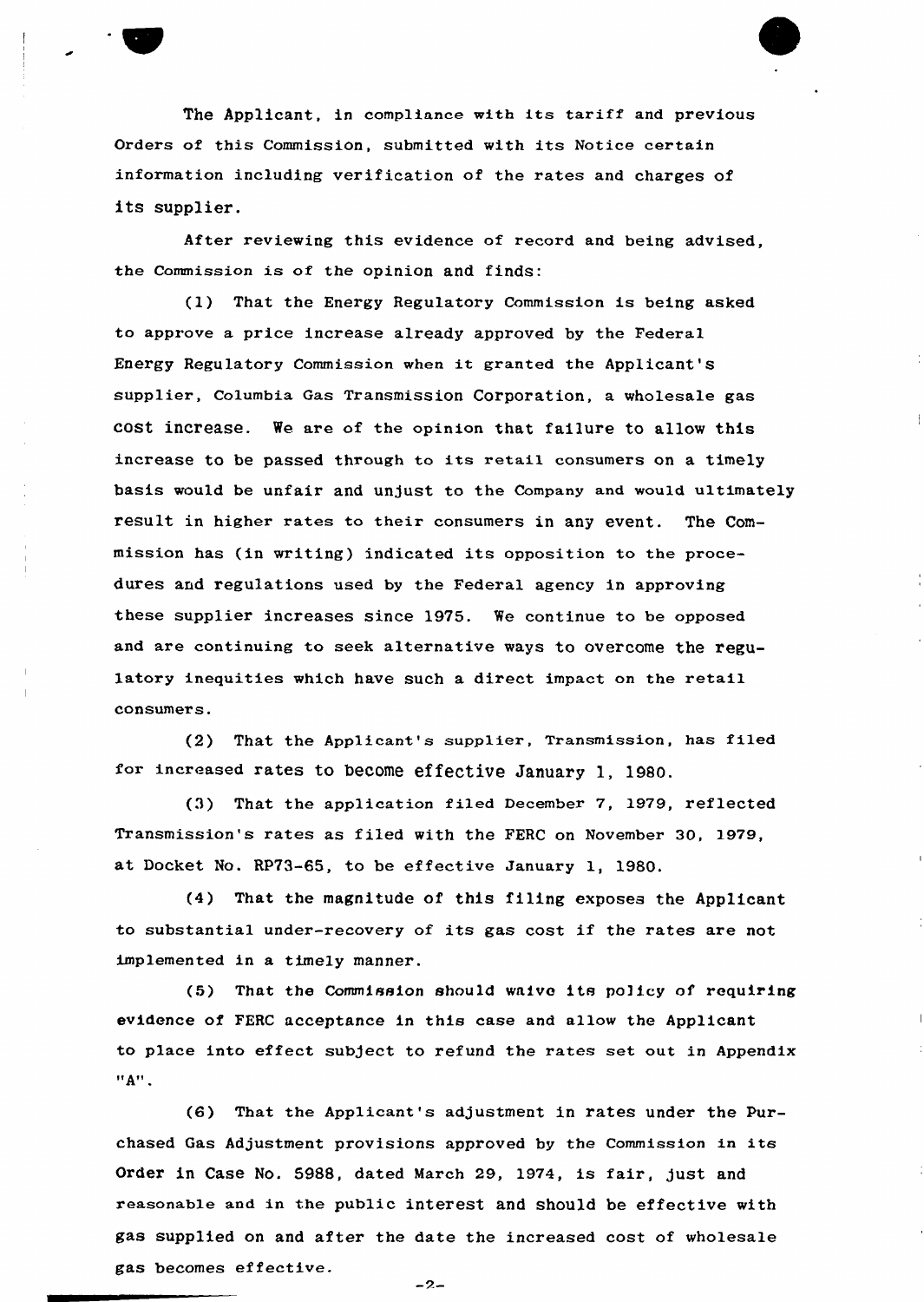The Applicant, in compliance with its tariff and previous Orders of this Commission, submitted with its Notice certain information including verification of the rates and charges of its supplier.

After reviewing this evidence of record and being advised, the Commission is of the opinion and finds:

(1) That the Energy Regulatory Commission is being asked to approve a price increase already approved by the Federal Energy Regulatory Commission when it granted the Applicant's supplier, Columbia Gas Transmission Corporation, a wholesale gas cost increase. We are of the opinion that failure to allow this increase to be passed through to its retail consumers on a timely basis would be unfair and unjust to the Company and would ultimately result in higher rates to their consumers in any event. The Commission has (in writing) indicated its opposition to the procedures and regulations used by the Federal agency in approving these supplier increases since 1975. We continue to be opposed and are continuing to seek alternative ways to overcome the regulatory inequities which have such a direct impact on the retail consumers.

(2) That the Applicant's supplier, Transmission, has filed for increased rates to become effective January 1, 1980.

(3) That the application filed December 7, 1979, reflected Transmission's rates as filed with the FERC on November 30, 1979, at Docket No. RP73-65, to be effective January 1, 1980.

(4) That the magnitude of this filing exposes the Applicant to substantial under-recovery of its gas cost if the rates are not implemented in a timely manner.

(5) That the Commission should waive its policy of requiring evidence of FERC acceptance in this case and allow the Applicant to place into effect subject to refund the rates set out in Appendix "A".

(6) That the Applicant's adjustment in rates under the Purchased Gas Adjustment provisions approved by the Commission in its Order in Case No. 5988, dated March 29, 1974, is fair, just and reasonable and in the public interest and should be effective with gas supplied on and after the date the increased cost of wholesale gas becomes effective.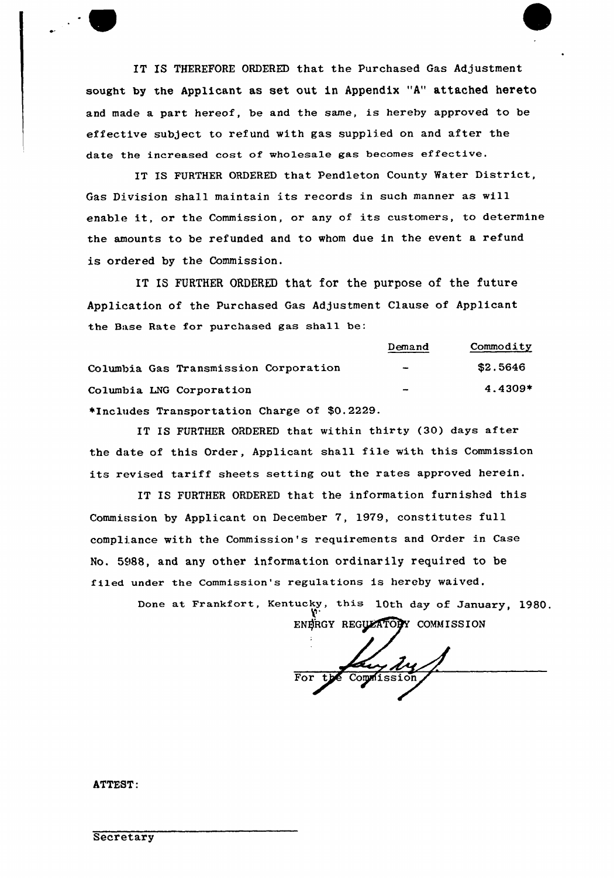IT IS THEREFORE ORDERED that the Purchased Gas Adjustment sought by the Applicant as set out in Appendix "A" attached hereto and made a part hereof, be and the same, is hereby approved to be effective subject to refund with gas supplied on and after the date the increased cost of wholesale gas becomes effective.

IT IS FURTHER ORDERED that Pendleton County Water District, Gas Division shall maintain its records in such manner as will enable it, or the Commission, or any of its customers, to determine the amounts to be refunded and to whom due in the event a refund is ordered by the Commission.

IT IS FURTHER ORDERED that for the purpose of the future Application of the Purchased Gas Adjustment Clause of Applicant the Base Rate for purchased gas shall be:

| | Demand | Commodity |
|---|---|---|
| Columbia Gas Transmission Corporation | - | $2.5646 |
| Columbia LNG Corporation | - | 4.4309* |

*Includes Transportation Charge of $0.2229.

IT IS FURTHER ORDERED that within thirty (30) days after the date of this Order, Applicant shall file with this Commission its revised tariff sheets setting out the rates approved herein.

IT IS FURTHER ORDERED that the information furnished this Commission by Applicant on December 7, 1979, constitutes full compliance with the Commission's requirements and Order in Case No. 5988, and any other information ordinarily required to be filed under the Commission's regulations is hereby waived.

Done at Frankfort, Kentucky, this 10th day of January, 1980.

ENERGY REGULATORY COMMISSION

For the Commission

ATTEST:

Secretary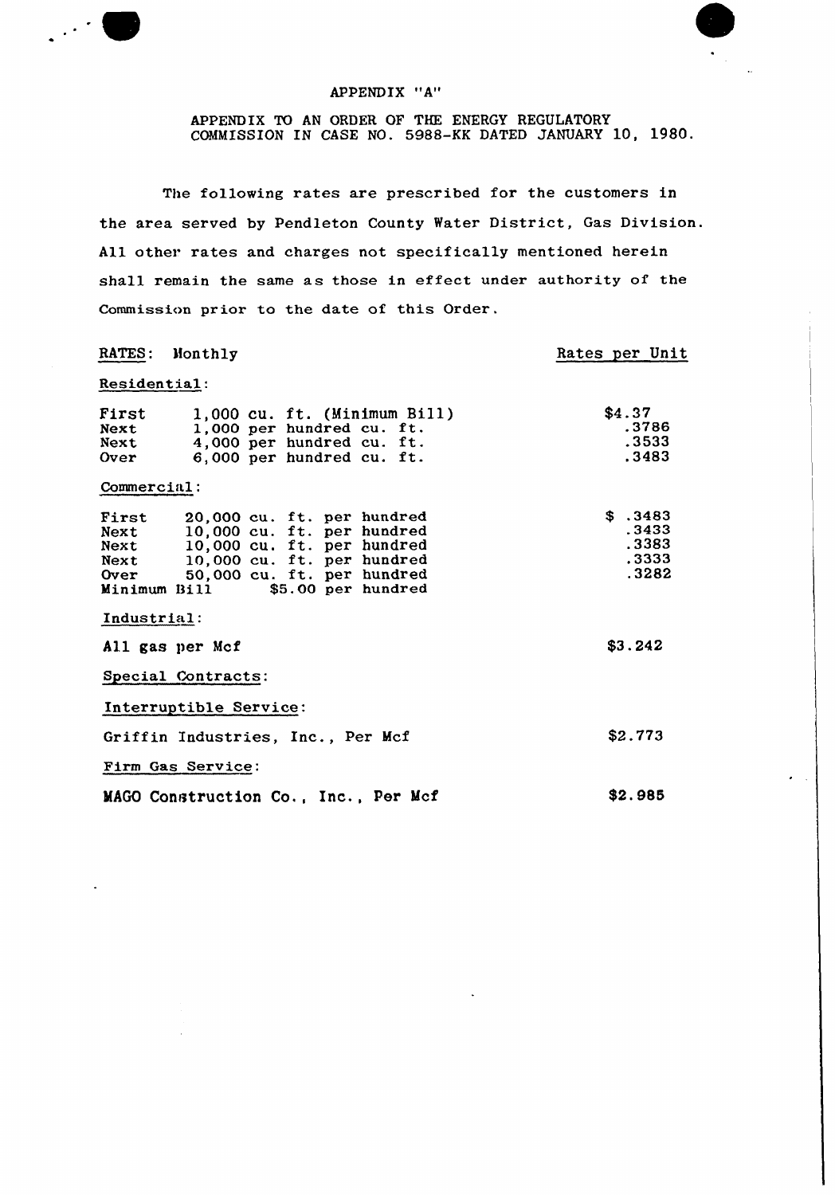APPENDIX "A"

APPENDIX TO AN ORDER OF THE ENERGY REGULATORY COMMISSION IN CASE NO. 5988-KK DATED JANUARY 10, 1980.

The following rates are prescribed for the customers in the area served by Pendleton County Water District, Gas Division. All other rates and charges not specifically mentioned herein shall remain the same as those in effect under authority of the Commission prior to the date of this Order.

| RATES: Monthly | | Rates per Unit |
|---|---|---|
| **Residential:** | | |
| First | 1,000 cu. ft. (Minimum Bill) | $4.37 |
| Next | 1,000 per hundred cu. ft. | .3786 |
| Next | 4,000 per hundred cu. ft. | .3533 |
| Over | 6,000 per hundred cu. ft. | .3483 |
| **Commercial:** | | |
| First | 20,000 cu. ft. per hundred | $ .3483 |
| Next | 10,000 cu. ft. per hundred | .3433 |
| Next | 10,000 cu. ft. per hundred | .3383 |
| Next | 10,000 cu. ft. per hundred | .3333 |
| Over | 50,000 cu. ft. per hundred | .3282 |
| Minimum Bill | $5.00 per hundred | |
| **Industrial:** | | |
| All gas per Mcf | | $3.242 |
| **Special Contracts:** | | |
| **Interruptible Service:** | | |
| Griffin Industries, Inc., Per Mcf | | $2.773 |
| **Firm Gas Service:** | | |
| MAGO Construction Co., Inc., Per Mcf | | $2.985 |